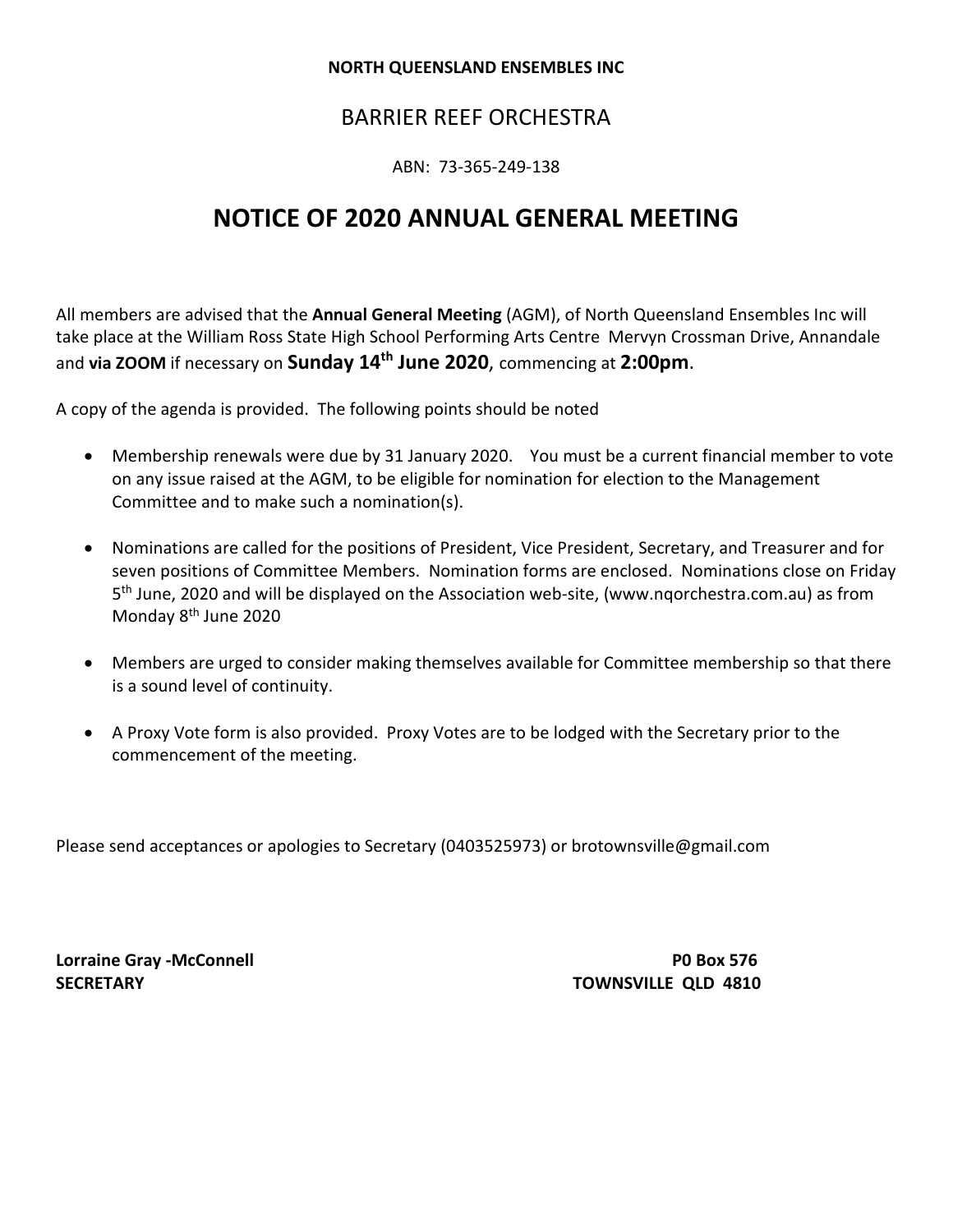**NORTH QUEENSLAND ENSEMBLES INC**

BARRIER REEF ORCHESTRA

ABN: 73-365-249-138

# NOTICE OF 2020 ANNUAL GENERAL MEETING

All members are advised that the **Annual General Meeting** (AGM), of North Queensland Ensembles Inc will take place at the William Ross State High School Performing Arts Centre Mervyn Crossman Drive, Annandale and **via ZOOM** if necessary on **Sunday 14th June 2020**, commencing at **2:00pm**.

A copy of the agenda is provided. The following points should be noted

- Membership renewals were due by 31 January 2020. You must be a current financial member to vote on any issue raised at the AGM, to be eligible for nomination for election to the Management Committee and to make such a nomination(s).
- Nominations are called for the positions of President, Vice President, Secretary, and Treasurer and for seven positions of Committee Members. Nomination forms are enclosed. Nominations close on Friday 5th June, 2020 and will be displayed on the Association web-site, (www.nqorchestra.com.au) as from Monday 8th June 2020
- Members are urged to consider making themselves available for Committee membership so that there is a sound level of continuity.
- A Proxy Vote form is also provided. Proxy Votes are to be lodged with the Secretary prior to the commencement of the meeting.

Please send acceptances or apologies to Secretary (0403525973) or brotownsville@gmail.com

**Lorraine Gray -McConnell**
**SECRETARY**

**P0 Box 576**
**TOWNSVILLE QLD 4810**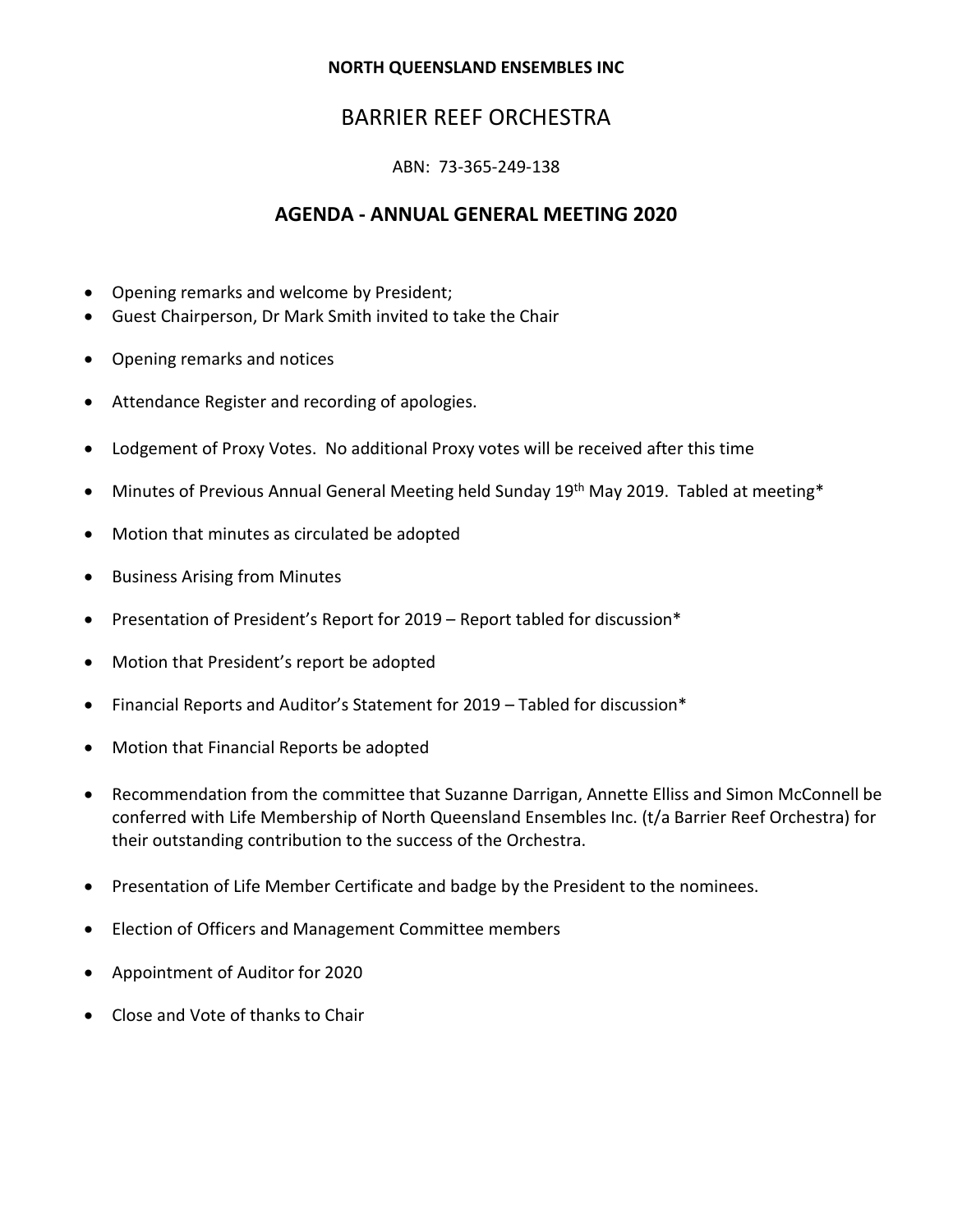**NORTH QUEENSLAND ENSEMBLES INC**

# BARRIER REEF ORCHESTRA

ABN: 73-365-249-138

## AGENDA - ANNUAL GENERAL MEETING 2020

- Opening remarks and welcome by President;
- Guest Chairperson, Dr Mark Smith invited to take the Chair
- Opening remarks and notices
- Attendance Register and recording of apologies.
- Lodgement of Proxy Votes. No additional Proxy votes will be received after this time
- Minutes of Previous Annual General Meeting held Sunday 19th May 2019. Tabled at meeting*
- Motion that minutes as circulated be adopted
- Business Arising from Minutes
- Presentation of President's Report for 2019 – Report tabled for discussion*
- Motion that President's report be adopted
- Financial Reports and Auditor's Statement for 2019 – Tabled for discussion*
- Motion that Financial Reports be adopted
- Recommendation from the committee that Suzanne Darrigan, Annette Elliss and Simon McConnell be conferred with Life Membership of North Queensland Ensembles Inc. (t/a Barrier Reef Orchestra) for their outstanding contribution to the success of the Orchestra.
- Presentation of Life Member Certificate and badge by the President to the nominees.
- Election of Officers and Management Committee members
- Appointment of Auditor for 2020
- Close and Vote of thanks to Chair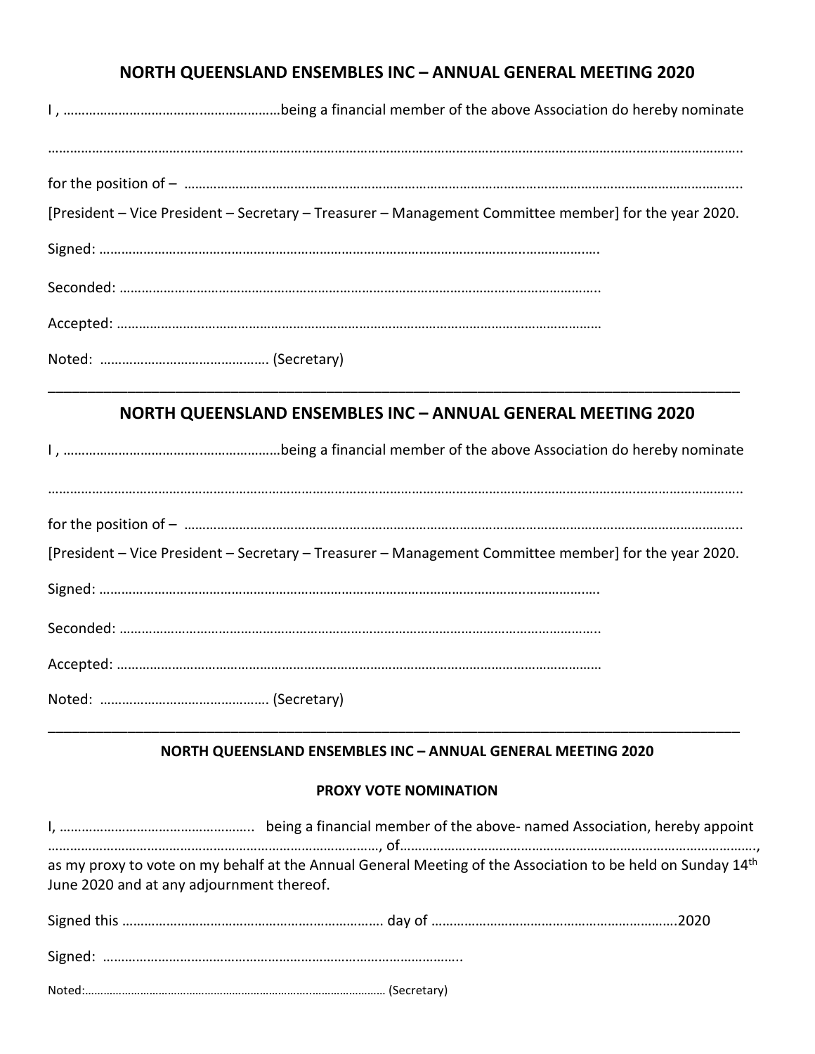## NORTH QUEENSLAND ENSEMBLES INC – ANNUAL GENERAL MEETING 2020

I , ……………………………………………………being a financial member of the above Association do hereby nominate

…………………………………………………………………………………………………………………………………………………………

for the position of – …………………………………………………………………………………………………………………………

[President – Vice President – Secretary – Treasurer – Management Committee member] for the year 2020.

Signed: ……………………………………………………………………………………………………………………

Seconded: ………………………………………………………………………………………………………………

Accepted: ………………………………………………………………………………………………………………

Noted: ……………………………………… (Secretary)

---

## NORTH QUEENSLAND ENSEMBLES INC – ANNUAL GENERAL MEETING 2020

I , ……………………………………………………being a financial member of the above Association do hereby nominate

…………………………………………………………………………………………………………………………………………………………

for the position of – …………………………………………………………………………………………………………………………

[President – Vice President – Secretary – Treasurer – Management Committee member] for the year 2020.

Signed: ……………………………………………………………………………………………………………………

Seconded: ………………………………………………………………………………………………………………

Accepted: ………………………………………………………………………………………………………………

Noted: ……………………………………… (Secretary)

---

### NORTH QUEENSLAND ENSEMBLES INC – ANNUAL GENERAL MEETING 2020

### PROXY VOTE NOMINATION

I, …………………………………………… being a financial member of the above- named Association, hereby appoint ………………………………………………………………………………, of……………………………………………………………………………………, as my proxy to vote on my behalf at the Annual General Meeting of the Association to be held on Sunday 14th June 2020 and at any adjournment thereof.

Signed this ……………………………………………………………… day of ………………………………………………………….2020

Signed: ………………………………………………………………………………………

Noted:…………………………………………………………………………………… (Secretary)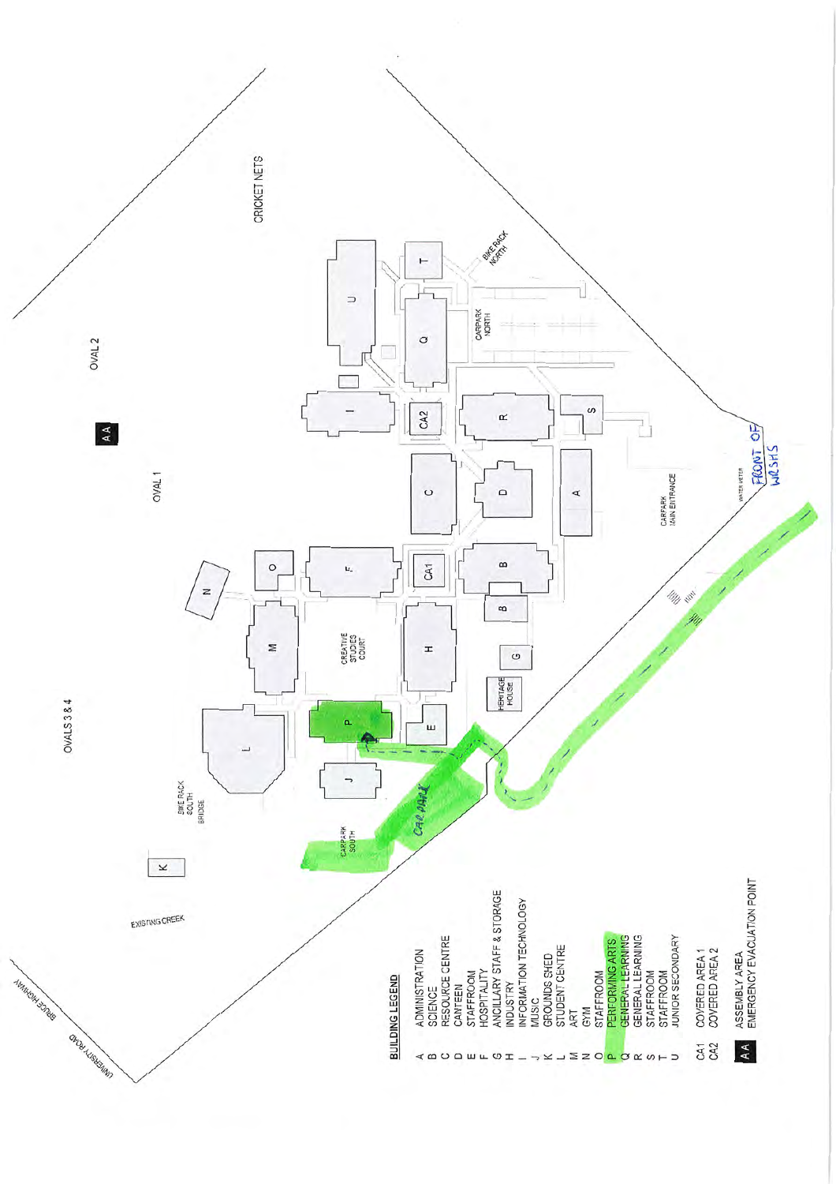CRICKET NETS

OVAL 2

AA

OVAL 1

OVALS 3 & 4

BIKE RACK NORTH

CARPARK NORTH

CARPARK MAIN ENTRANCE

WATER METER

FRONT OF WCSHS

CREATIVE STUDIES COURT

HERITAGE HOUSE

CAR PARK

CARPARK SOUTH

BIKE RACK SOUTH BRIDGE

EXISTING CREEK

BRUCE HIGHWAY

UNIVERSITY ROAD

T U Q I CA2 R S C D A O F CA1 B B N M H G P E L J K

**BUILDING LEGEND**

| | |
|---|---|
| A | ADMINISTRATION |
| B | SCIENCE |
| C | RESOURCE CENTRE |
| D | CANTEEN |
| E | STAFFROOM |
| F | HOSPITALITY |
| G | ANCILLARY STAFF & STORAGE |
| H | INDUSTRY |
| I | INFORMATION TECHNOLOGY |
| J | MUSIC |
| K | GROUNDS SHED |
| L | STUDENT CENTRE |
| M | ART |
| N | GYM |
| O | STAFFROOM |
| P | PERFORMING ARTS |
| Q | GENERAL LEARNING |
| R | GENERAL LEARNING |
| S | STAFFROOM |
| T | JUNIOR SECONDARY |
| CA1 | COVERED AREA 1 |
| CA2 | COVERED AREA 2 |
| AA | ASSEMBLY AREA EMERGENCY EVACUATION POINT |